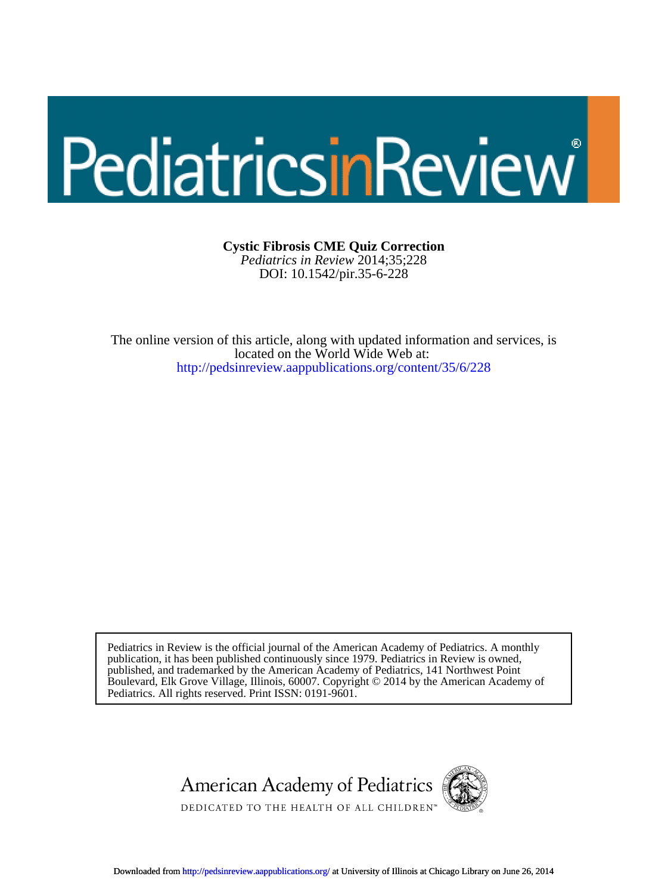PediatricsinReview

# Cystic Fibrosis CME Quiz Correction

*Pediatrics in Review* 2014;35;228
DOI: 10.1542/pir.35-6-228

The online version of this article, along with updated information and services, is located on the World Wide Web at:
http://pedsinreview.aappublications.org/content/35/6/228

Pediatrics in Review is the official journal of the American Academy of Pediatrics. A monthly publication, it has been published continuously since 1979. Pediatrics in Review is owned, published, and trademarked by the American Academy of Pediatrics, 141 Northwest Point Boulevard, Elk Grove Village, Illinois, 60007. Copyright © 2014 by the American Academy of Pediatrics. All rights reserved. Print ISSN: 0191-9601.

American Academy of Pediatrics
DEDICATED TO THE HEALTH OF ALL CHILDREN™

Downloaded from http://pedsinreview.aappublications.org/ at University of Illinois at Chicago Library on June 26, 2014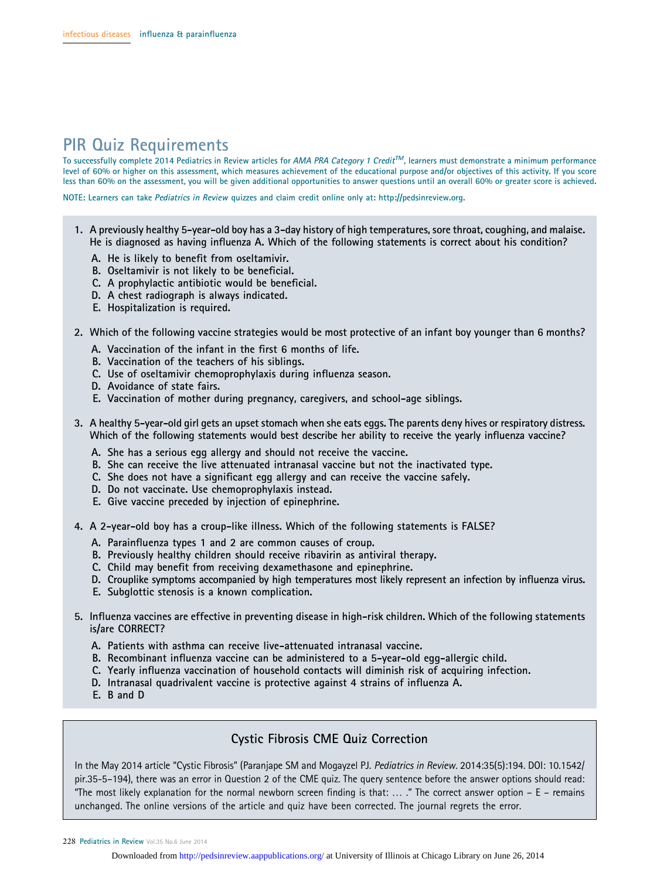## PIR Quiz Requirements

To successfully complete 2014 Pediatrics in Review articles for *AMA PRA Category 1 Credit™*, learners must demonstrate a minimum performance level of 60% or higher on this assessment, which measures achievement of the educational purpose and/or objectives of this activity. If you score less than 60% on the assessment, you will be given additional opportunities to answer questions until an overall 60% or greater score is achieved.

NOTE: Learners can take *Pediatrics in Review* quizzes and claim credit online only at: http://pedsinreview.org.

1. A previously healthy 5-year-old boy has a 3-day history of high temperatures, sore throat, coughing, and malaise. He is diagnosed as having influenza A. Which of the following statements is correct about his condition?
   - A. He is likely to benefit from oseltamivir.
   - B. Oseltamivir is not likely to be beneficial.
   - C. A prophylactic antibiotic would be beneficial.
   - D. A chest radiograph is always indicated.
   - E. Hospitalization is required.

2. Which of the following vaccine strategies would be most protective of an infant boy younger than 6 months?
   - A. Vaccination of the infant in the first 6 months of life.
   - B. Vaccination of the teachers of his siblings.
   - C. Use of oseltamivir chemoprophylaxis during influenza season.
   - D. Avoidance of state fairs.
   - E. Vaccination of mother during pregnancy, caregivers, and school-age siblings.

3. A healthy 5-year-old girl gets an upset stomach when she eats eggs. The parents deny hives or respiratory distress. Which of the following statements would best describe her ability to receive the yearly influenza vaccine?
   - A. She has a serious egg allergy and should not receive the vaccine.
   - B. She can receive the live attenuated intranasal vaccine but not the inactivated type.
   - C. She does not have a significant egg allergy and can receive the vaccine safely.
   - D. Do not vaccinate. Use chemoprophylaxis instead.
   - E. Give vaccine preceded by injection of epinephrine.

4. A 2-year-old boy has a croup-like illness. Which of the following statements is FALSE?
   - A. Parainfluenza types 1 and 2 are common causes of croup.
   - B. Previously healthy children should receive ribavirin as antiviral therapy.
   - C. Child may benefit from receiving dexamethasone and epinephrine.
   - D. Crouplike symptoms accompanied by high temperatures most likely represent an infection by influenza virus.
   - E. Subglottic stenosis is a known complication.

5. Influenza vaccines are effective in preventing disease in high-risk children. Which of the following statements is/are CORRECT?
   - A. Patients with asthma can receive live-attenuated intranasal vaccine.
   - B. Recombinant influenza vaccine can be administered to a 5-year-old egg-allergic child.
   - C. Yearly influenza vaccination of household contacts will diminish risk of acquiring infection.
   - D. Intranasal quadrivalent vaccine is protective against 4 strains of influenza A.
   - E. B and D

### Cystic Fibrosis CME Quiz Correction

In the May 2014 article "Cystic Fibrosis" (Paranjape SM and Mogayzel PJ. *Pediatrics in Review.* 2014:35(5):194. DOI: 10.1542/pir.35-5-194), there was an error in Question 2 of the CME quiz. The query sentence before the answer options should read: "The most likely explanation for the normal newborn screen finding is that: ... ." The correct answer option – E – remains unchanged. The online versions of the article and quiz have been corrected. The journal regrets the error.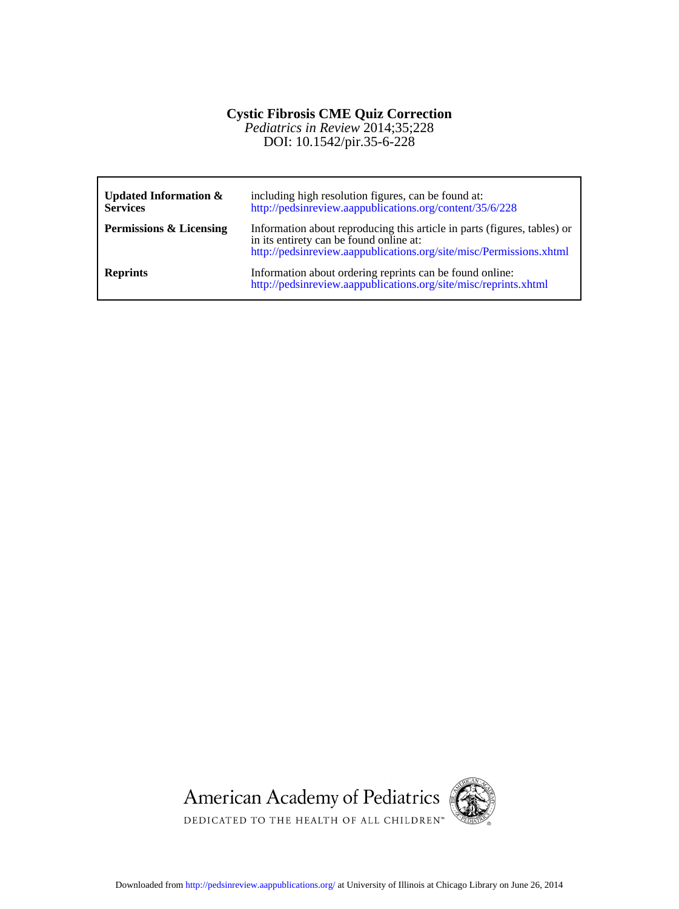# Cystic Fibrosis CME Quiz Correction

*Pediatrics in Review* 2014;35;228
DOI: 10.1542/pir.35-6-228

| | |
|---|---|
| **Updated Information & Services** | including high resolution figures, can be found at: http://pedsinreview.aappublications.org/content/35/6/228 |
| **Permissions & Licensing** | Information about reproducing this article in parts (figures, tables) or in its entirety can be found online at: http://pedsinreview.aappublications.org/site/misc/Permissions.xhtml |
| **Reprints** | Information about ordering reprints can be found online: http://pedsinreview.aappublications.org/site/misc/reprints.xhtml |

American Academy of Pediatrics

DEDICATED TO THE HEALTH OF ALL CHILDREN™

Downloaded from http://pedsinreview.aappublications.org/ at University of Illinois at Chicago Library on June 26, 2014